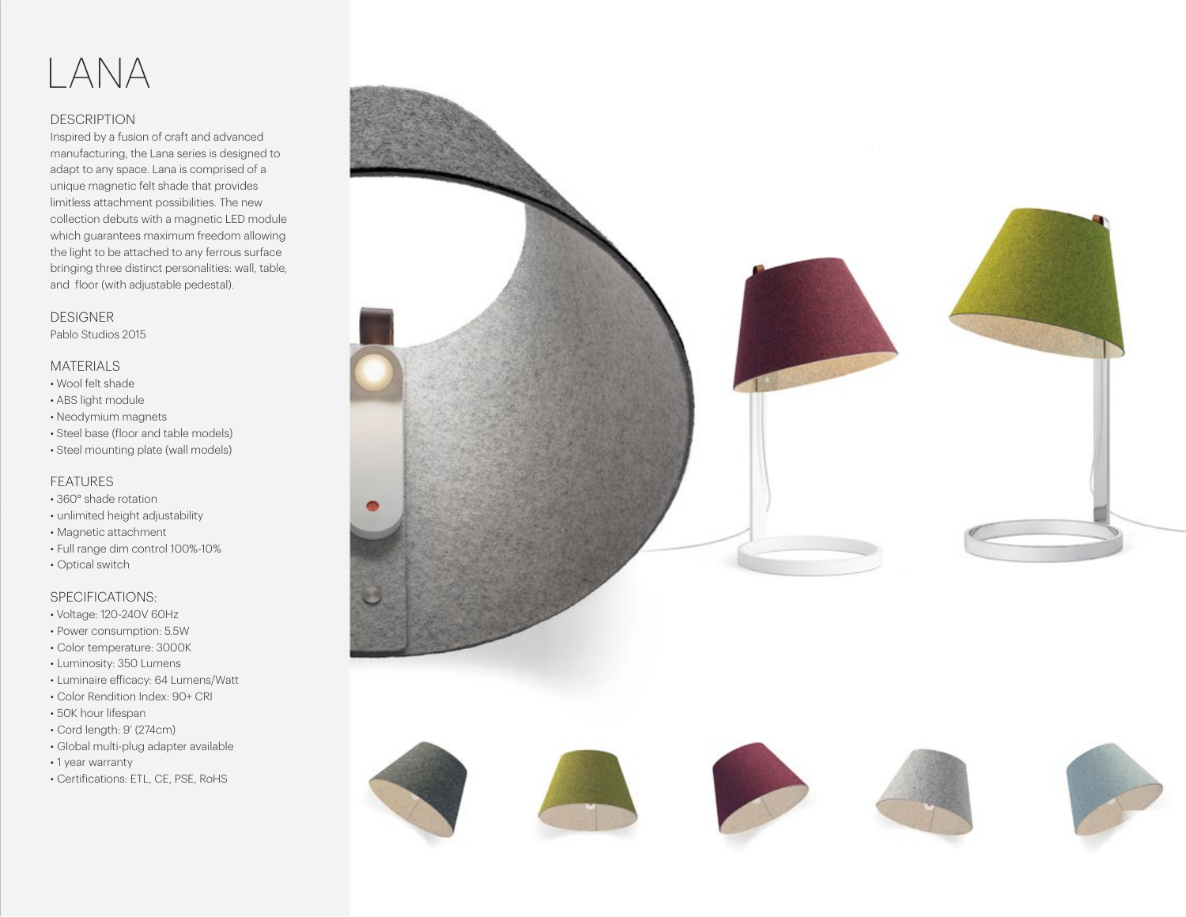# LANA

## DESCRIPTION

Inspired by a fusion of craft and advanced manufacturing, the Lana series is designed to adapt to any space. Lana is comprised of a unique magnetic felt shade that provides limitless attachment possibilities. The new collection debuts with a magnetic LED module which guarantees maximum freedom allowing the light to be attached to any ferrous surface bringing three distinct personalities: wall, table, and floor (with adjustable pedestal).

## DESIGNER

Pablo Studios 2015

## MATERIALS

- Wool felt shade
- ABS light module
- Neodymium magnets
- Steel base (floor and table models)
- Steel mounting plate (wall models)

## FEATURES

- 360° shade rotation
- unlimited height adjustability
- Magnetic attachment
- Full range dim control 100%-10%
- Optical switch

## SPECIFICATIONS:

- Voltage: 120-240V 60Hz
- Power consumption: 5.5W
- Color temperature: 3000K
- Luminosity: 350 Lumens
- Luminaire efficacy: 64 Lumens/Watt
- Color Rendition Index: 90+ CRI
- 50K hour lifespan
- Cord length: 9' (274cm)
- Global multi-plug adapter available
- 1 year warranty
- Certifications: ETL, CE, PSE, RoHS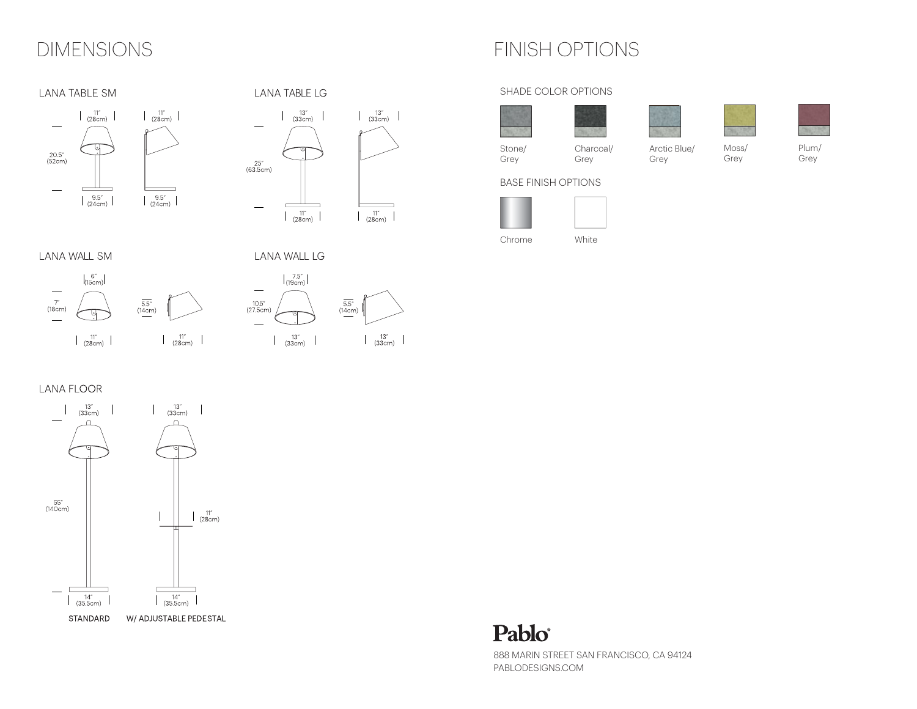# DIMENSIONS

## LANA TABLE SM

11" (28cm)

11" (28cm)

20.5" (52cm)

9.5" (24cm)

9.5" (24cm)

## LANA TABLE LG

13" (33cm)

13" (33cm)

25" (63.5cm)

11" (28cm)

11" (28cm)

## LANA WALL SM

6" (15cm)

7" (18cm)

5.5" (14cm)

11" (28cm)

11" (28cm)

## LANA WALL LG

7.5" (19cm)

10.5" (27.5cm)

5.5" (14cm)

13" (33cm)

13" (33cm)

## LANA FLOOR

13" (33cm)

13" (33cm)

55" (140cm)

11" (28cm)

14" (35.5cm)

14" (35.5cm)

STANDARD

W/ ADJUSTABLE PEDESTAL

# FINISH OPTIONS

## SHADE COLOR OPTIONS

- Stone/ Grey
- Charcoal/ Grey
- Arctic Blue/ Grey
- Moss/ Grey
- Plum/ Grey

## BASE FINISH OPTIONS

- Chrome
- White

**Pablo®**

888 MARIN STREET SAN FRANCISCO, CA 94124

PABLODESIGNS.COM